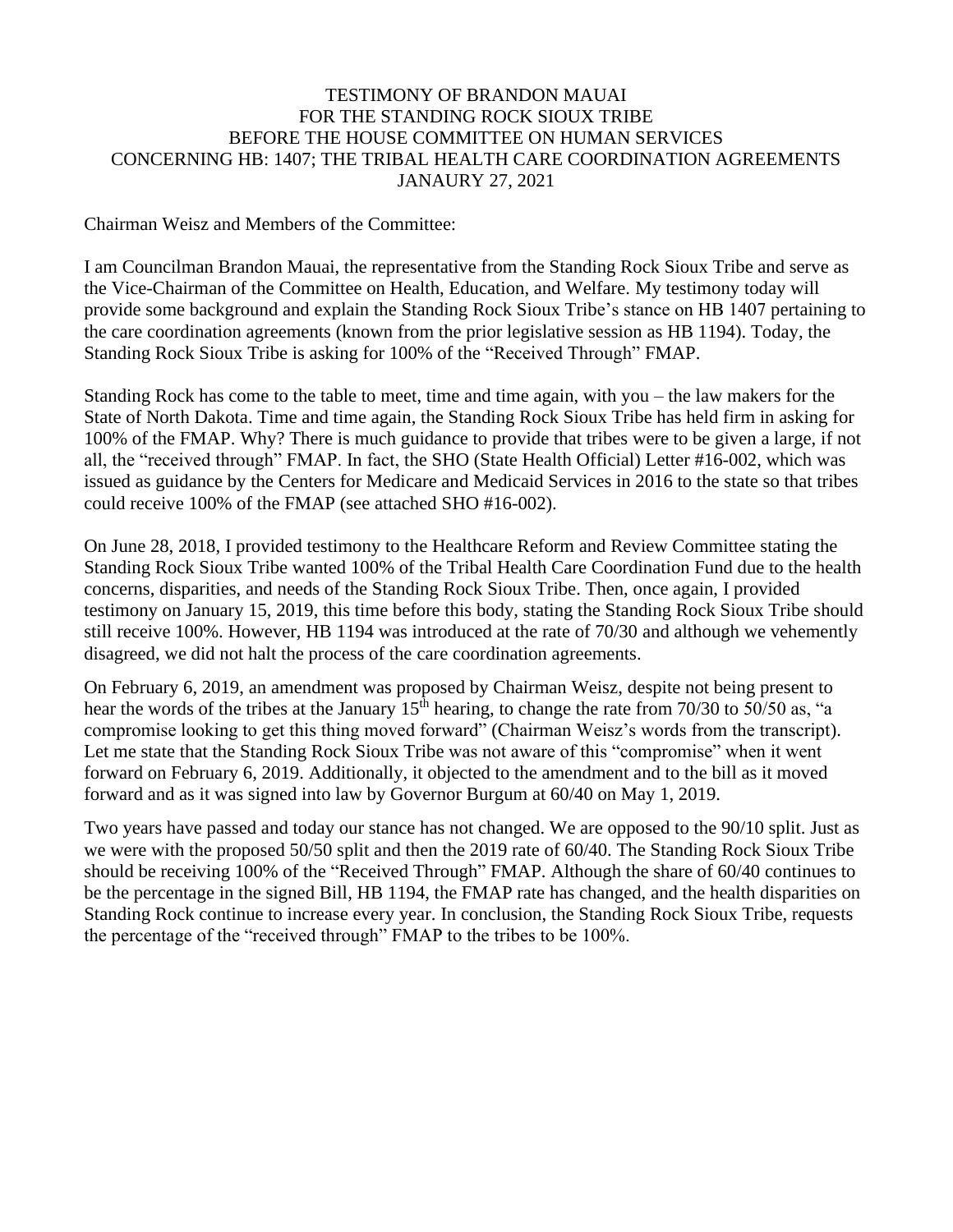TESTIMONY OF BRANDON MAUAI
FOR THE STANDING ROCK SIOUX TRIBE
BEFORE THE HOUSE COMMITTEE ON HUMAN SERVICES
CONCERNING HB: 1407; THE TRIBAL HEALTH CARE COORDINATION AGREEMENTS
JANAURY 27, 2021

Chairman Weisz and Members of the Committee:

I am Councilman Brandon Mauai, the representative from the Standing Rock Sioux Tribe and serve as the Vice-Chairman of the Committee on Health, Education, and Welfare. My testimony today will provide some background and explain the Standing Rock Sioux Tribe's stance on HB 1407 pertaining to the care coordination agreements (known from the prior legislative session as HB 1194). Today, the Standing Rock Sioux Tribe is asking for 100% of the "Received Through" FMAP.

Standing Rock has come to the table to meet, time and time again, with you – the law makers for the State of North Dakota. Time and time again, the Standing Rock Sioux Tribe has held firm in asking for 100% of the FMAP. Why? There is much guidance to provide that tribes were to be given a large, if not all, the "received through" FMAP. In fact, the SHO (State Health Official) Letter #16-002, which was issued as guidance by the Centers for Medicare and Medicaid Services in 2016 to the state so that tribes could receive 100% of the FMAP (see attached SHO #16-002).

On June 28, 2018, I provided testimony to the Healthcare Reform and Review Committee stating the Standing Rock Sioux Tribe wanted 100% of the Tribal Health Care Coordination Fund due to the health concerns, disparities, and needs of the Standing Rock Sioux Tribe. Then, once again, I provided testimony on January 15, 2019, this time before this body, stating the Standing Rock Sioux Tribe should still receive 100%. However, HB 1194 was introduced at the rate of 70/30 and although we vehemently disagreed, we did not halt the process of the care coordination agreements.

On February 6, 2019, an amendment was proposed by Chairman Weisz, despite not being present to hear the words of the tribes at the January 15th hearing, to change the rate from 70/30 to 50/50 as, "a compromise looking to get this thing moved forward" (Chairman Weisz's words from the transcript). Let me state that the Standing Rock Sioux Tribe was not aware of this "compromise" when it went forward on February 6, 2019. Additionally, it objected to the amendment and to the bill as it moved forward and as it was signed into law by Governor Burgum at 60/40 on May 1, 2019.

Two years have passed and today our stance has not changed. We are opposed to the 90/10 split. Just as we were with the proposed 50/50 split and then the 2019 rate of 60/40. The Standing Rock Sioux Tribe should be receiving 100% of the "Received Through" FMAP. Although the share of 60/40 continues to be the percentage in the signed Bill, HB 1194, the FMAP rate has changed, and the health disparities on Standing Rock continue to increase every year. In conclusion, the Standing Rock Sioux Tribe, requests the percentage of the "received through" FMAP to the tribes to be 100%.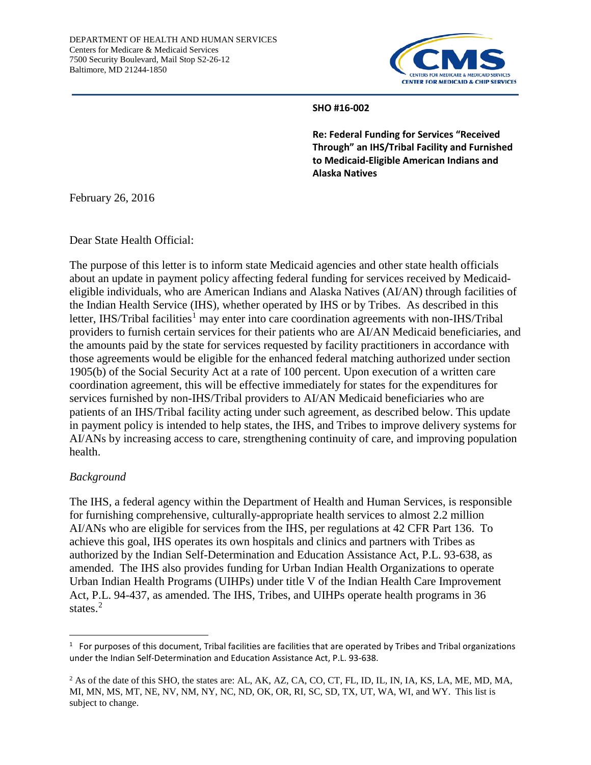DEPARTMENT OF HEALTH AND HUMAN SERVICES
Centers for Medicare & Medicaid Services
7500 Security Boulevard, Mail Stop S2-26-12
Baltimore, MD 21244-1850

**SHO #16-002**

**Re: Federal Funding for Services "Received Through" an IHS/Tribal Facility and Furnished to Medicaid-Eligible American Indians and Alaska Natives**

February 26, 2016

Dear State Health Official:

The purpose of this letter is to inform state Medicaid agencies and other state health officials about an update in payment policy affecting federal funding for services received by Medicaid-eligible individuals, who are American Indians and Alaska Natives (AI/AN) through facilities of the Indian Health Service (IHS), whether operated by IHS or by Tribes. As described in this letter, IHS/Tribal facilities[1] may enter into care coordination agreements with non-IHS/Tribal providers to furnish certain services for their patients who are AI/AN Medicaid beneficiaries, and the amounts paid by the state for services requested by facility practitioners in accordance with those agreements would be eligible for the enhanced federal matching authorized under section 1905(b) of the Social Security Act at a rate of 100 percent. Upon execution of a written care coordination agreement, this will be effective immediately for states for the expenditures for services furnished by non-IHS/Tribal providers to AI/AN Medicaid beneficiaries who are patients of an IHS/Tribal facility acting under such agreement, as described below. This update in payment policy is intended to help states, the IHS, and Tribes to improve delivery systems for AI/ANs by increasing access to care, strengthening continuity of care, and improving population health.

*Background*

The IHS, a federal agency within the Department of Health and Human Services, is responsible for furnishing comprehensive, culturally-appropriate health services to almost 2.2 million AI/ANs who are eligible for services from the IHS, per regulations at 42 CFR Part 136. To achieve this goal, IHS operates its own hospitals and clinics and partners with Tribes as authorized by the Indian Self-Determination and Education Assistance Act, P.L. 93-638, as amended. The IHS also provides funding for Urban Indian Health Organizations to operate Urban Indian Health Programs (UIHPs) under title V of the Indian Health Care Improvement Act, P.L. 94-437, as amended. The IHS, Tribes, and UIHPs operate health programs in 36 states.[2]

---

[1] For purposes of this document, Tribal facilities are facilities that are operated by Tribes and Tribal organizations under the Indian Self-Determination and Education Assistance Act, P.L. 93-638.

[2] As of the date of this SHO, the states are: AL, AK, AZ, CA, CO, CT, FL, ID, IL, IN, IA, KS, LA, ME, MD, MA, MI, MN, MS, MT, NE, NV, NM, NY, NC, ND, OK, OR, RI, SC, SD, TX, UT, WA, WI, and WY. This list is subject to change.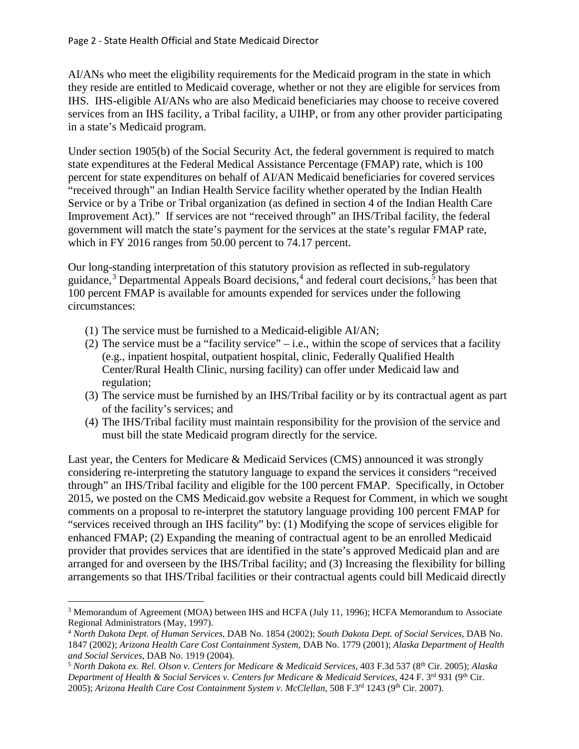AI/ANs who meet the eligibility requirements for the Medicaid program in the state in which they reside are entitled to Medicaid coverage, whether or not they are eligible for services from IHS. IHS-eligible AI/ANs who are also Medicaid beneficiaries may choose to receive covered services from an IHS facility, a Tribal facility, a UIHP, or from any other provider participating in a state's Medicaid program.

Under section 1905(b) of the Social Security Act, the federal government is required to match state expenditures at the Federal Medical Assistance Percentage (FMAP) rate, which is 100 percent for state expenditures on behalf of AI/AN Medicaid beneficiaries for covered services "received through" an Indian Health Service facility whether operated by the Indian Health Service or by a Tribe or Tribal organization (as defined in section 4 of the Indian Health Care Improvement Act)." If services are not "received through" an IHS/Tribal facility, the federal government will match the state's payment for the services at the state's regular FMAP rate, which in FY 2016 ranges from 50.00 percent to 74.17 percent.

Our long-standing interpretation of this statutory provision as reflected in sub-regulatory guidance,[3] Departmental Appeals Board decisions,[4] and federal court decisions,[5] has been that 100 percent FMAP is available for amounts expended for services under the following circumstances:

1. The service must be furnished to a Medicaid-eligible AI/AN;
2. The service must be a "facility service" – i.e., within the scope of services that a facility (e.g., inpatient hospital, outpatient hospital, clinic, Federally Qualified Health Center/Rural Health Clinic, nursing facility) can offer under Medicaid law and regulation;
3. The service must be furnished by an IHS/Tribal facility or by its contractual agent as part of the facility's services; and
4. The IHS/Tribal facility must maintain responsibility for the provision of the service and must bill the state Medicaid program directly for the service.

Last year, the Centers for Medicare & Medicaid Services (CMS) announced it was strongly considering re-interpreting the statutory language to expand the services it considers "received through" an IHS/Tribal facility and eligible for the 100 percent FMAP. Specifically, in October 2015, we posted on the CMS Medicaid.gov website a Request for Comment, in which we sought comments on a proposal to re-interpret the statutory language providing 100 percent FMAP for "services received through an IHS facility" by: (1) Modifying the scope of services eligible for enhanced FMAP; (2) Expanding the meaning of contractual agent to be an enrolled Medicaid provider that provides services that are identified in the state's approved Medicaid plan and are arranged for and overseen by the IHS/Tribal facility; and (3) Increasing the flexibility for billing arrangements so that IHS/Tribal facilities or their contractual agents could bill Medicaid directly

---

[3] Memorandum of Agreement (MOA) between IHS and HCFA (July 11, 1996); HCFA Memorandum to Associate Regional Administrators (May, 1997).

[4] *North Dakota Dept. of Human Services*, DAB No. 1854 (2002); *South Dakota Dept. of Social Services*, DAB No. 1847 (2002); *Arizona Health Care Cost Containment System*, DAB No. 1779 (2001); *Alaska Department of Health and Social Services*, DAB No. 1919 (2004).

[5] *North Dakota ex. Rel. Olson v. Centers for Medicare & Medicaid Services*, 403 F.3d 537 (8th Cir. 2005); *Alaska Department of Health & Social Services v. Centers for Medicare & Medicaid Services*, 424 F. 3rd 931 (9th Cir. 2005); *Arizona Health Care Cost Containment System v. McClellan*, 508 F.3rd 1243 (9th Cir. 2007).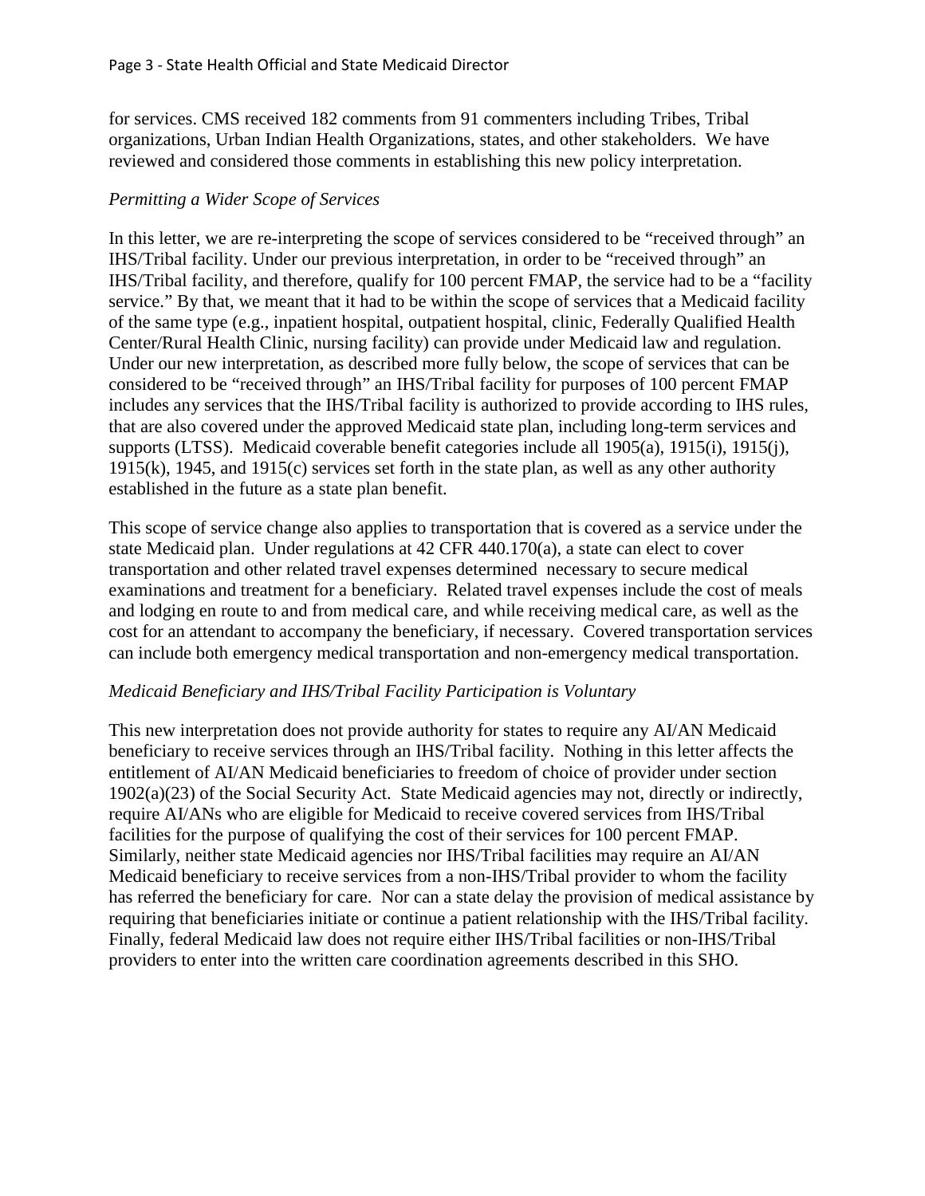for services. CMS received 182 comments from 91 commenters including Tribes, Tribal organizations, Urban Indian Health Organizations, states, and other stakeholders. We have reviewed and considered those comments in establishing this new policy interpretation.

*Permitting a Wider Scope of Services*

In this letter, we are re-interpreting the scope of services considered to be "received through" an IHS/Tribal facility. Under our previous interpretation, in order to be "received through" an IHS/Tribal facility, and therefore, qualify for 100 percent FMAP, the service had to be a "facility service." By that, we meant that it had to be within the scope of services that a Medicaid facility of the same type (e.g., inpatient hospital, outpatient hospital, clinic, Federally Qualified Health Center/Rural Health Clinic, nursing facility) can provide under Medicaid law and regulation. Under our new interpretation, as described more fully below, the scope of services that can be considered to be "received through" an IHS/Tribal facility for purposes of 100 percent FMAP includes any services that the IHS/Tribal facility is authorized to provide according to IHS rules, that are also covered under the approved Medicaid state plan, including long-term services and supports (LTSS). Medicaid coverable benefit categories include all 1905(a), 1915(i), 1915(j), 1915(k), 1945, and 1915(c) services set forth in the state plan, as well as any other authority established in the future as a state plan benefit.

This scope of service change also applies to transportation that is covered as a service under the state Medicaid plan. Under regulations at 42 CFR 440.170(a), a state can elect to cover transportation and other related travel expenses determined necessary to secure medical examinations and treatment for a beneficiary. Related travel expenses include the cost of meals and lodging en route to and from medical care, and while receiving medical care, as well as the cost for an attendant to accompany the beneficiary, if necessary. Covered transportation services can include both emergency medical transportation and non-emergency medical transportation.

*Medicaid Beneficiary and IHS/Tribal Facility Participation is Voluntary*

This new interpretation does not provide authority for states to require any AI/AN Medicaid beneficiary to receive services through an IHS/Tribal facility. Nothing in this letter affects the entitlement of AI/AN Medicaid beneficiaries to freedom of choice of provider under section 1902(a)(23) of the Social Security Act. State Medicaid agencies may not, directly or indirectly, require AI/ANs who are eligible for Medicaid to receive covered services from IHS/Tribal facilities for the purpose of qualifying the cost of their services for 100 percent FMAP. Similarly, neither state Medicaid agencies nor IHS/Tribal facilities may require an AI/AN Medicaid beneficiary to receive services from a non-IHS/Tribal provider to whom the facility has referred the beneficiary for care. Nor can a state delay the provision of medical assistance by requiring that beneficiaries initiate or continue a patient relationship with the IHS/Tribal facility. Finally, federal Medicaid law does not require either IHS/Tribal facilities or non-IHS/Tribal providers to enter into the written care coordination agreements described in this SHO.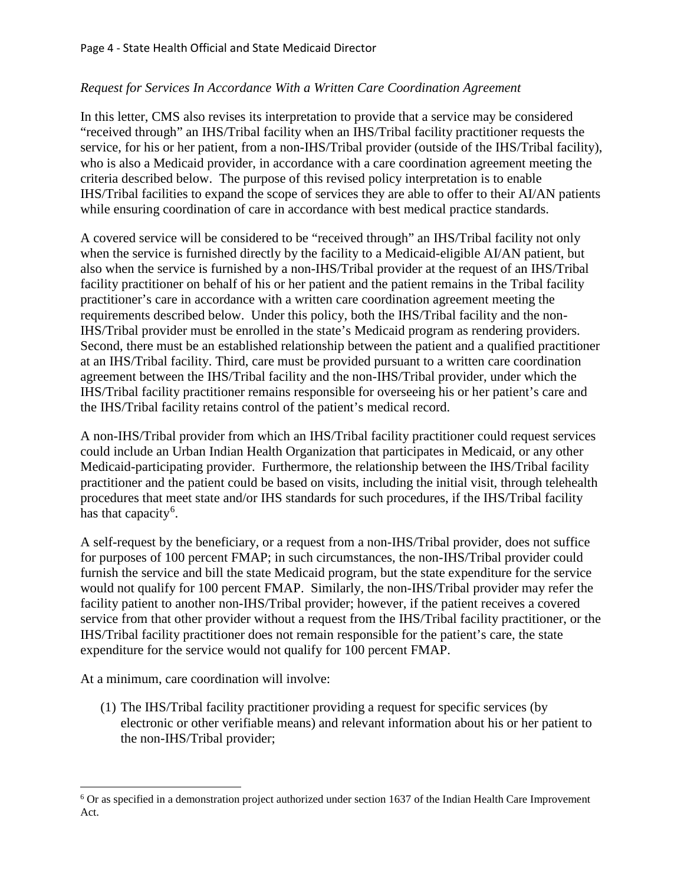*Request for Services In Accordance With a Written Care Coordination Agreement*

In this letter, CMS also revises its interpretation to provide that a service may be considered "received through" an IHS/Tribal facility when an IHS/Tribal facility practitioner requests the service, for his or her patient, from a non-IHS/Tribal provider (outside of the IHS/Tribal facility), who is also a Medicaid provider, in accordance with a care coordination agreement meeting the criteria described below. The purpose of this revised policy interpretation is to enable IHS/Tribal facilities to expand the scope of services they are able to offer to their AI/AN patients while ensuring coordination of care in accordance with best medical practice standards.

A covered service will be considered to be "received through" an IHS/Tribal facility not only when the service is furnished directly by the facility to a Medicaid-eligible AI/AN patient, but also when the service is furnished by a non-IHS/Tribal provider at the request of an IHS/Tribal facility practitioner on behalf of his or her patient and the patient remains in the Tribal facility practitioner's care in accordance with a written care coordination agreement meeting the requirements described below. Under this policy, both the IHS/Tribal facility and the non-IHS/Tribal provider must be enrolled in the state's Medicaid program as rendering providers. Second, there must be an established relationship between the patient and a qualified practitioner at an IHS/Tribal facility. Third, care must be provided pursuant to a written care coordination agreement between the IHS/Tribal facility and the non-IHS/Tribal provider, under which the IHS/Tribal facility practitioner remains responsible for overseeing his or her patient's care and the IHS/Tribal facility retains control of the patient's medical record.

A non-IHS/Tribal provider from which an IHS/Tribal facility practitioner could request services could include an Urban Indian Health Organization that participates in Medicaid, or any other Medicaid-participating provider. Furthermore, the relationship between the IHS/Tribal facility practitioner and the patient could be based on visits, including the initial visit, through telehealth procedures that meet state and/or IHS standards for such procedures, if the IHS/Tribal facility has that capacity[6].

A self-request by the beneficiary, or a request from a non-IHS/Tribal provider, does not suffice for purposes of 100 percent FMAP; in such circumstances, the non-IHS/Tribal provider could furnish the service and bill the state Medicaid program, but the state expenditure for the service would not qualify for 100 percent FMAP. Similarly, the non-IHS/Tribal provider may refer the facility patient to another non-IHS/Tribal provider; however, if the patient receives a covered service from that other provider without a request from the IHS/Tribal facility practitioner, or the IHS/Tribal facility practitioner does not remain responsible for the patient's care, the state expenditure for the service would not qualify for 100 percent FMAP.

At a minimum, care coordination will involve:

(1) The IHS/Tribal facility practitioner providing a request for specific services (by electronic or other verifiable means) and relevant information about his or her patient to the non-IHS/Tribal provider;

---

[6] Or as specified in a demonstration project authorized under section 1637 of the Indian Health Care Improvement Act.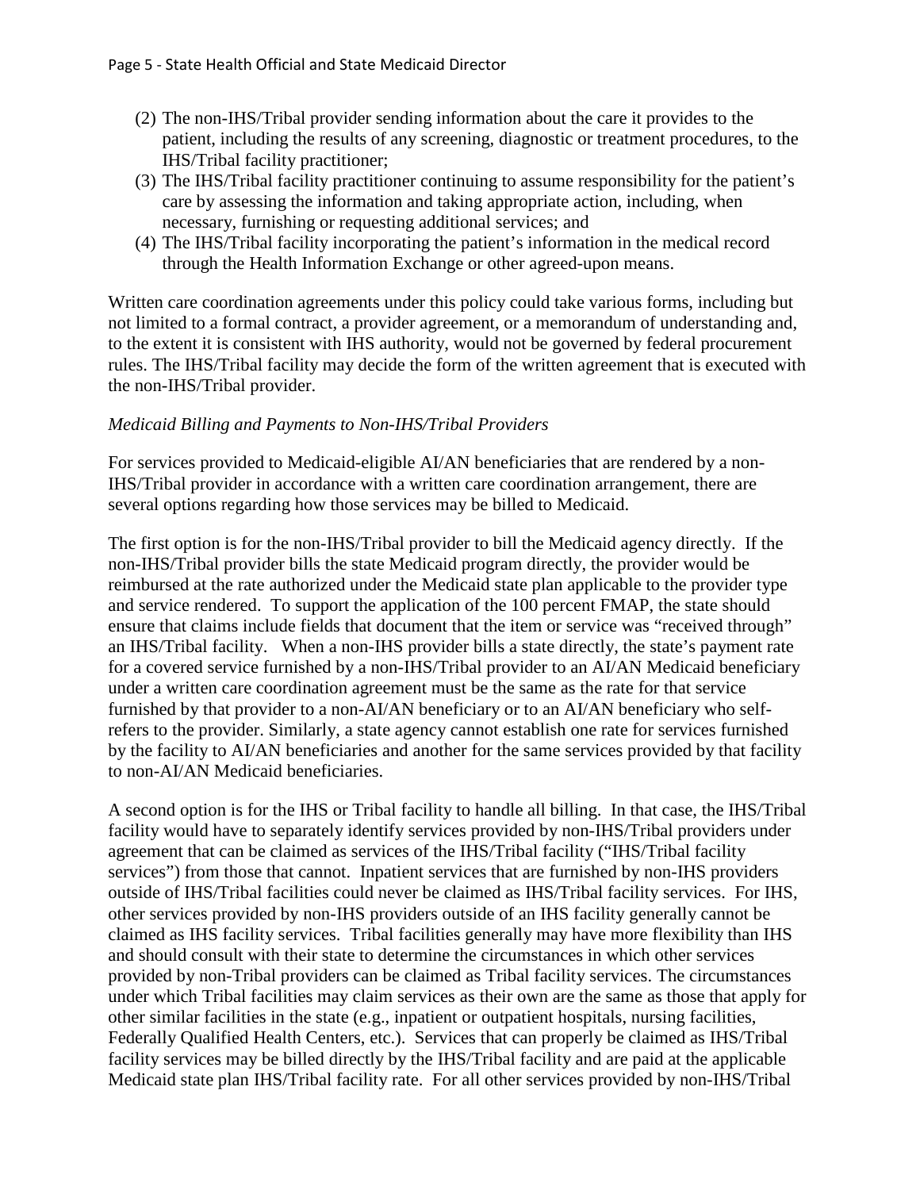(2) The non-IHS/Tribal provider sending information about the care it provides to the patient, including the results of any screening, diagnostic or treatment procedures, to the IHS/Tribal facility practitioner;

(3) The IHS/Tribal facility practitioner continuing to assume responsibility for the patient's care by assessing the information and taking appropriate action, including, when necessary, furnishing or requesting additional services; and

(4) The IHS/Tribal facility incorporating the patient's information in the medical record through the Health Information Exchange or other agreed-upon means.

Written care coordination agreements under this policy could take various forms, including but not limited to a formal contract, a provider agreement, or a memorandum of understanding and, to the extent it is consistent with IHS authority, would not be governed by federal procurement rules. The IHS/Tribal facility may decide the form of the written agreement that is executed with the non-IHS/Tribal provider.

*Medicaid Billing and Payments to Non-IHS/Tribal Providers*

For services provided to Medicaid-eligible AI/AN beneficiaries that are rendered by a non-IHS/Tribal provider in accordance with a written care coordination arrangement, there are several options regarding how those services may be billed to Medicaid.

The first option is for the non-IHS/Tribal provider to bill the Medicaid agency directly. If the non-IHS/Tribal provider bills the state Medicaid program directly, the provider would be reimbursed at the rate authorized under the Medicaid state plan applicable to the provider type and service rendered. To support the application of the 100 percent FMAP, the state should ensure that claims include fields that document that the item or service was "received through" an IHS/Tribal facility. When a non-IHS provider bills a state directly, the state's payment rate for a covered service furnished by a non-IHS/Tribal provider to an AI/AN Medicaid beneficiary under a written care coordination agreement must be the same as the rate for that service furnished by that provider to a non-AI/AN beneficiary or to an AI/AN beneficiary who self-refers to the provider. Similarly, a state agency cannot establish one rate for services furnished by the facility to AI/AN beneficiaries and another for the same services provided by that facility to non-AI/AN Medicaid beneficiaries.

A second option is for the IHS or Tribal facility to handle all billing. In that case, the IHS/Tribal facility would have to separately identify services provided by non-IHS/Tribal providers under agreement that can be claimed as services of the IHS/Tribal facility ("IHS/Tribal facility services") from those that cannot. Inpatient services that are furnished by non-IHS providers outside of IHS/Tribal facilities could never be claimed as IHS/Tribal facility services. For IHS, other services provided by non-IHS providers outside of an IHS facility generally cannot be claimed as IHS facility services. Tribal facilities generally may have more flexibility than IHS and should consult with their state to determine the circumstances in which other services provided by non-Tribal providers can be claimed as Tribal facility services. The circumstances under which Tribal facilities may claim services as their own are the same as those that apply for other similar facilities in the state (e.g., inpatient or outpatient hospitals, nursing facilities, Federally Qualified Health Centers, etc.). Services that can properly be claimed as IHS/Tribal facility services may be billed directly by the IHS/Tribal facility and are paid at the applicable Medicaid state plan IHS/Tribal facility rate. For all other services provided by non-IHS/Tribal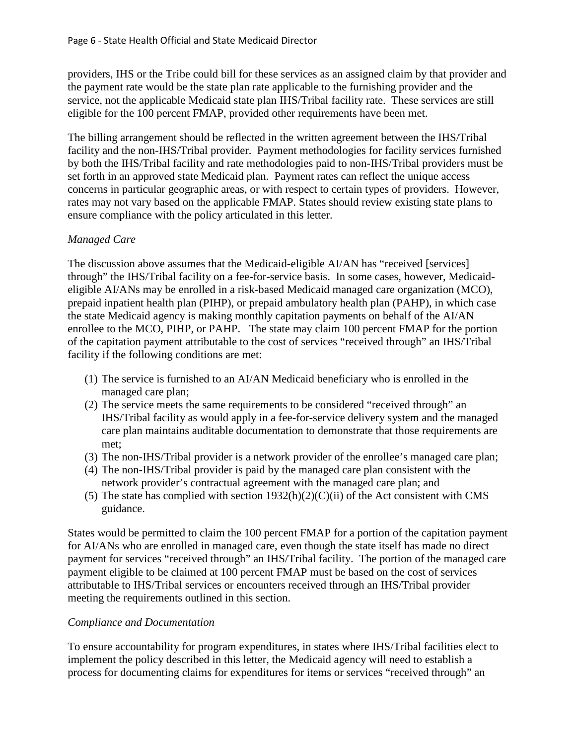providers, IHS or the Tribe could bill for these services as an assigned claim by that provider and the payment rate would be the state plan rate applicable to the furnishing provider and the service, not the applicable Medicaid state plan IHS/Tribal facility rate. These services are still eligible for the 100 percent FMAP, provided other requirements have been met.

The billing arrangement should be reflected in the written agreement between the IHS/Tribal facility and the non-IHS/Tribal provider. Payment methodologies for facility services furnished by both the IHS/Tribal facility and rate methodologies paid to non-IHS/Tribal providers must be set forth in an approved state Medicaid plan. Payment rates can reflect the unique access concerns in particular geographic areas, or with respect to certain types of providers. However, rates may not vary based on the applicable FMAP. States should review existing state plans to ensure compliance with the policy articulated in this letter.

*Managed Care*

The discussion above assumes that the Medicaid-eligible AI/AN has "received [services] through" the IHS/Tribal facility on a fee-for-service basis. In some cases, however, Medicaid-eligible AI/ANs may be enrolled in a risk-based Medicaid managed care organization (MCO), prepaid inpatient health plan (PIHP), or prepaid ambulatory health plan (PAHP), in which case the state Medicaid agency is making monthly capitation payments on behalf of the AI/AN enrollee to the MCO, PIHP, or PAHP. The state may claim 100 percent FMAP for the portion of the capitation payment attributable to the cost of services "received through" an IHS/Tribal facility if the following conditions are met:

1. The service is furnished to an AI/AN Medicaid beneficiary who is enrolled in the managed care plan;
2. The service meets the same requirements to be considered "received through" an IHS/Tribal facility as would apply in a fee-for-service delivery system and the managed care plan maintains auditable documentation to demonstrate that those requirements are met;
3. The non-IHS/Tribal provider is a network provider of the enrollee's managed care plan;
4. The non-IHS/Tribal provider is paid by the managed care plan consistent with the network provider's contractual agreement with the managed care plan; and
5. The state has complied with section 1932(h)(2)(C)(ii) of the Act consistent with CMS guidance.

States would be permitted to claim the 100 percent FMAP for a portion of the capitation payment for AI/ANs who are enrolled in managed care, even though the state itself has made no direct payment for services "received through" an IHS/Tribal facility. The portion of the managed care payment eligible to be claimed at 100 percent FMAP must be based on the cost of services attributable to IHS/Tribal services or encounters received through an IHS/Tribal provider meeting the requirements outlined in this section.

*Compliance and Documentation*

To ensure accountability for program expenditures, in states where IHS/Tribal facilities elect to implement the policy described in this letter, the Medicaid agency will need to establish a process for documenting claims for expenditures for items or services "received through" an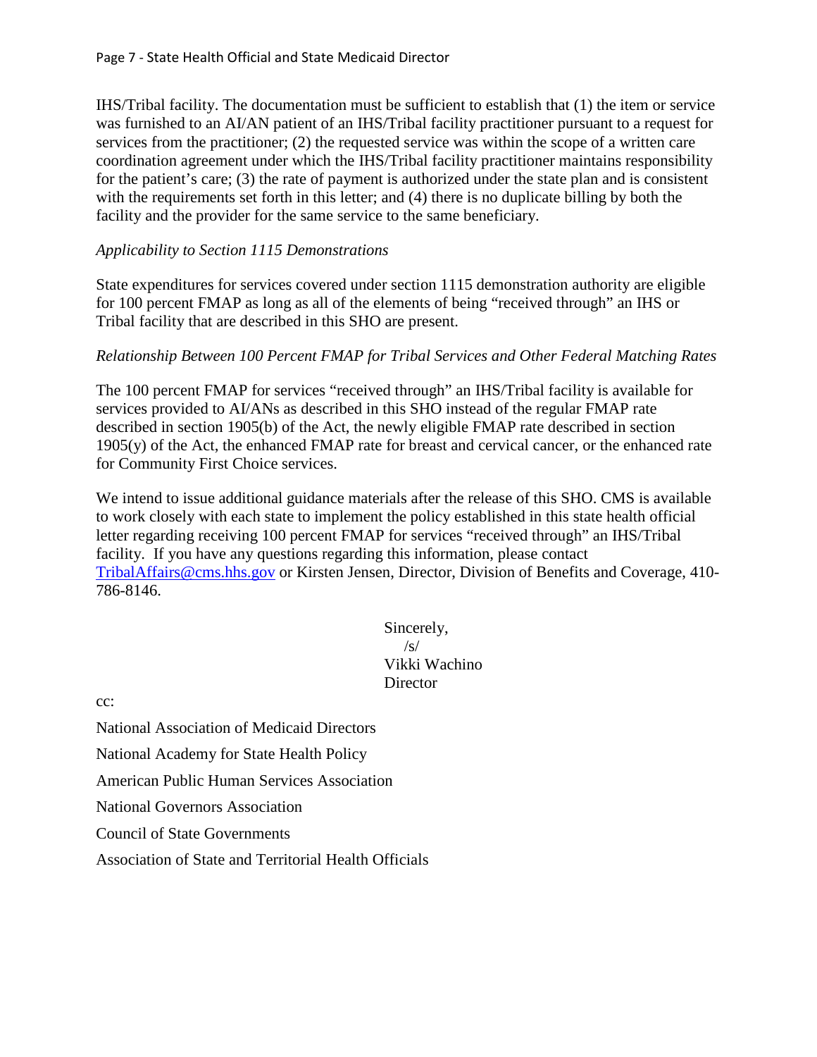IHS/Tribal facility. The documentation must be sufficient to establish that (1) the item or service was furnished to an AI/AN patient of an IHS/Tribal facility practitioner pursuant to a request for services from the practitioner; (2) the requested service was within the scope of a written care coordination agreement under which the IHS/Tribal facility practitioner maintains responsibility for the patient's care; (3) the rate of payment is authorized under the state plan and is consistent with the requirements set forth in this letter; and (4) there is no duplicate billing by both the facility and the provider for the same service to the same beneficiary.

*Applicability to Section 1115 Demonstrations*

State expenditures for services covered under section 1115 demonstration authority are eligible for 100 percent FMAP as long as all of the elements of being "received through" an IHS or Tribal facility that are described in this SHO are present.

*Relationship Between 100 Percent FMAP for Tribal Services and Other Federal Matching Rates*

The 100 percent FMAP for services "received through" an IHS/Tribal facility is available for services provided to AI/ANs as described in this SHO instead of the regular FMAP rate described in section 1905(b) of the Act, the newly eligible FMAP rate described in section 1905(y) of the Act, the enhanced FMAP rate for breast and cervical cancer, or the enhanced rate for Community First Choice services.

We intend to issue additional guidance materials after the release of this SHO. CMS is available to work closely with each state to implement the policy established in this state health official letter regarding receiving 100 percent FMAP for services "received through" an IHS/Tribal facility. If you have any questions regarding this information, please contact TribalAffairs@cms.hhs.gov or Kirsten Jensen, Director, Division of Benefits and Coverage, 410-786-8146.

Sincerely,
/s/
Vikki Wachino
Director

cc:

National Association of Medicaid Directors

National Academy for State Health Policy

American Public Human Services Association

National Governors Association

Council of State Governments

Association of State and Territorial Health Officials